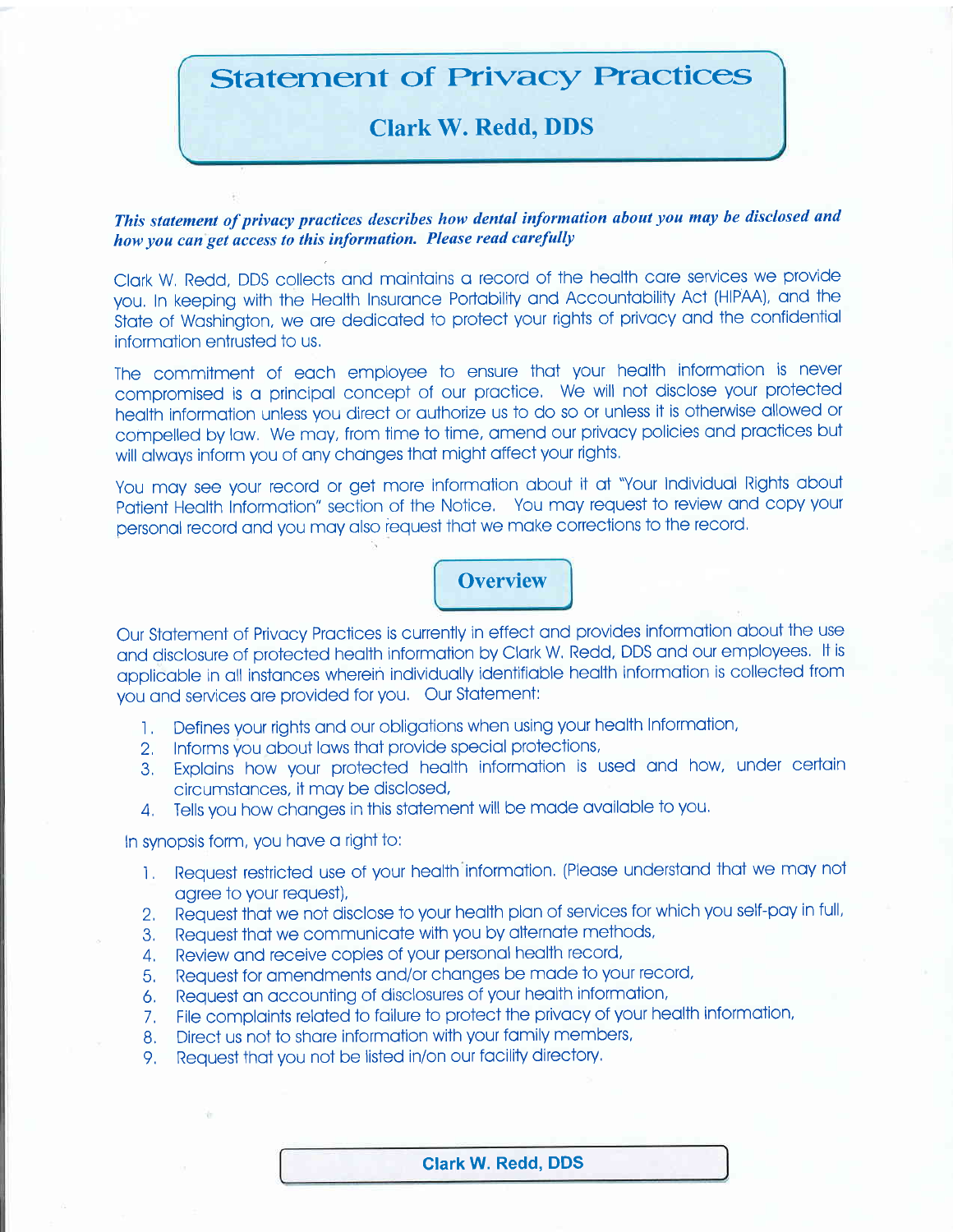# Statement of Privacy Practices

## Clark W. Redd, DDS

***This statement of privacy practices describes how dental information about you may be disclosed and how you can get access to this information. Please read carefully***

Clark W. Redd, DDS collects and maintains a record of the health care services we provide you. In keeping with the Health Insurance Portability and Accountability Act (HIPAA), and the State of Washington, we are dedicated to protect your rights of privacy and the confidential information entrusted to us.

The commitment of each employee to ensure that your health information is never compromised is a principal concept of our practice. We will not disclose your protected health information unless you direct or authorize us to do so or unless it is otherwise allowed or compelled by law. We may, from time to time, amend our privacy policies and practices but will always inform you of any changes that might affect your rights.

You may see your record or get more information about it at "Your Individual Rights about Patient Health Information" section of the Notice. You may request to review and copy your personal record and you may also request that we make corrections to the record.

## Overview

Our Statement of Privacy Practices is currently in effect and provides information about the use and disclosure of protected health information by Clark W. Redd, DDS and our employees. It is applicable in all instances wherein individually identifiable health information is collected from you and services are provided for you. Our Statement:

1. Defines your rights and our obligations when using your health Information,
2. Informs you about laws that provide special protections,
3. Explains how your protected health information is used and how, under certain circumstances, it may be disclosed,
4. Tells you how changes in this statement will be made available to you.

In synopsis form, you have a right to:

1. Request restricted use of your health information. (Please understand that we may not agree to your request),
2. Request that we not disclose to your health plan of services for which you self-pay in full,
3. Request that we communicate with you by alternate methods,
4. Review and receive copies of your personal health record,
5. Request for amendments and/or changes be made to your record,
6. Request an accounting of disclosures of your health information,
7. File complaints related to failure to protect the privacy of your health information,
8. Direct us not to share information with your family members,
9. Request that you not be listed in/on our facility directory.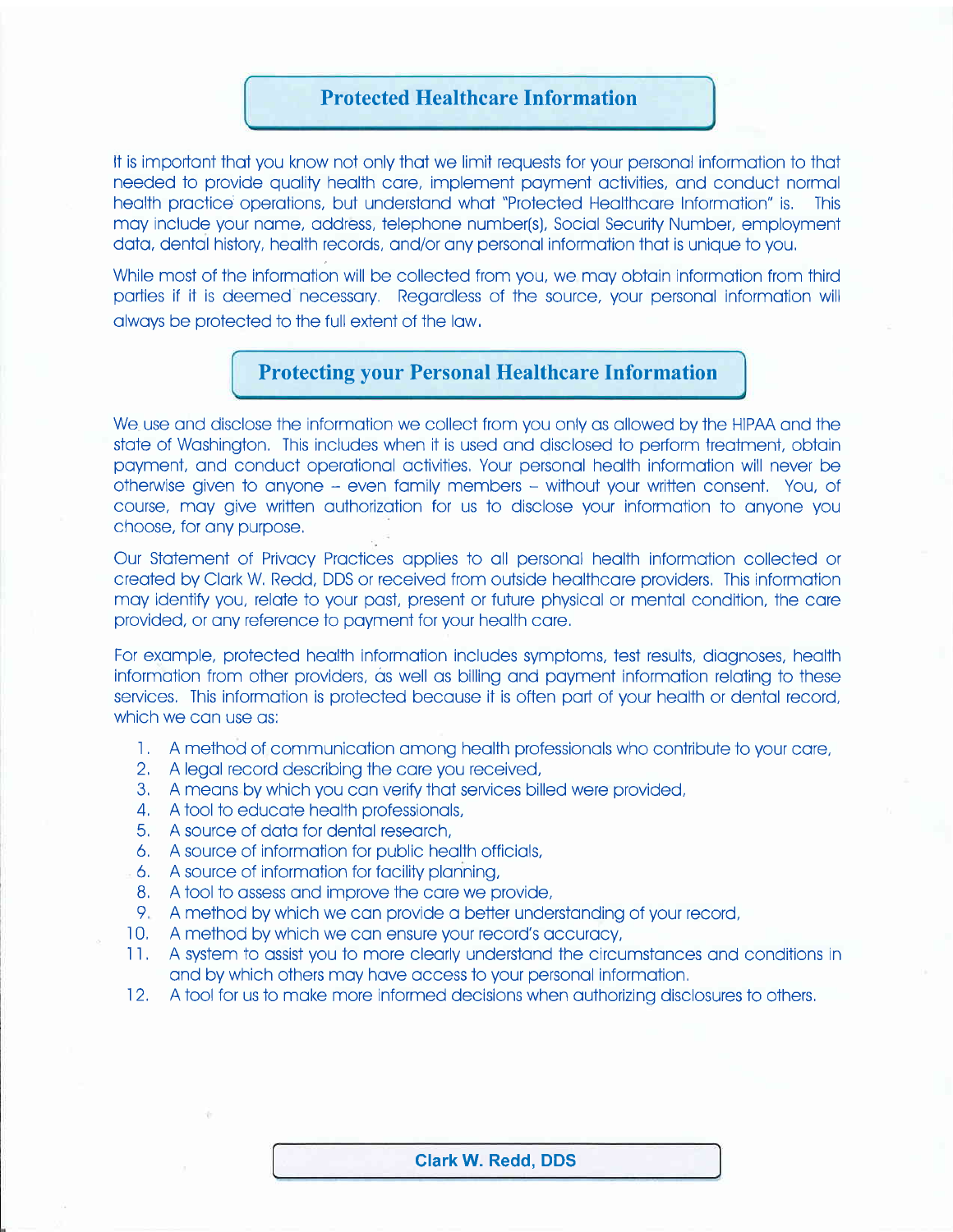## Protected Healthcare Information

It is important that you know not only that we limit requests for your personal information to that needed to provide quality health care, implement payment activities, and conduct normal health practice operations, but understand what "Protected Healthcare Information" is. This may include your name, address, telephone number(s), Social Security Number, employment data, dental history, health records, and/or any personal information that is unique to you.

While most of the information will be collected from you, we may obtain information from third parties if it is deemed necessary. Regardless of the source, your personal information will always be protected to the full extent of the law.

## Protecting your Personal Healthcare Information

We use and disclose the information we collect from you only as allowed by the HIPAA and the state of Washington. This includes when it is used and disclosed to perform treatment, obtain payment, and conduct operational activities. Your personal health information will never be otherwise given to anyone – even family members – without your written consent. You, of course, may give written authorization for us to disclose your information to anyone you choose, for any purpose.

Our Statement of Privacy Practices applies to all personal health information collected or created by Clark W. Redd, DDS or received from outside healthcare providers. This information may identify you, relate to your past, present or future physical or mental condition, the care provided, or any reference to payment for your health care.

For example, protected health information includes symptoms, test results, diagnoses, health information from other providers, as well as billing and payment information relating to these services. This information is protected because it is often part of your health or dental record, which we can use as:

1. A method of communication among health professionals who contribute to your care,
2. A legal record describing the care you received,
3. A means by which you can verify that services billed were provided,
4. A tool to educate health professionals,
5. A source of data for dental research,
6. A source of information for public health officials,
6. A source of information for facility planning,
8. A tool to assess and improve the care we provide,
9. A method by which we can provide a better understanding of your record,
10. A method by which we can ensure your record's accuracy,
11. A system to assist you to more clearly understand the circumstances and conditions in and by which others may have access to your personal information.
12. A tool for us to make more informed decisions when authorizing disclosures to others.

**Clark W. Redd, DDS**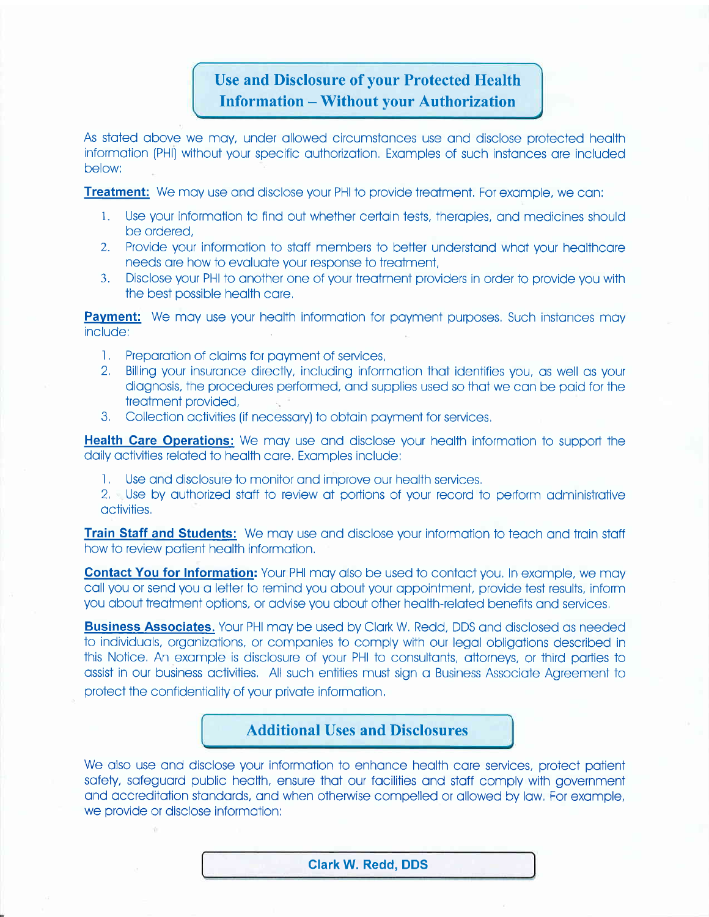## Use and Disclosure of your Protected Health Information – Without your Authorization

As stated above we may, under allowed circumstances use and disclose protected health information (PHI) without your specific authorization. Examples of such instances are included below:

**Treatment:** We may use and disclose your PHI to provide treatment. For example, we can:

1. Use your information to find out whether certain tests, therapies, and medicines should be ordered,
2. Provide your information to staff members to better understand what your healthcare needs are how to evaluate your response to treatment,
3. Disclose your PHI to another one of your treatment providers in order to provide you with the best possible health care.

**Payment:** We may use your health information for payment purposes. Such instances may include:

1. Preparation of claims for payment of services,
2. Billing your insurance directly, including information that identifies you, as well as your diagnosis, the procedures performed, and supplies used so that we can be paid for the treatment provided,
3. Collection activities (if necessary) to obtain payment for services.

**Health Care Operations:** We may use and disclose your health information to support the daily activities related to health care. Examples include:

1. Use and disclosure to monitor and improve our health services.
2. Use by authorized staff to review at portions of your record to perform administrative activities.

**Train Staff and Students:** We may use and disclose your information to teach and train staff how to review patient health information.

**Contact You for Information:** Your PHI may also be used to contact you. In example, we may call you or send you a letter to remind you about your appointment, provide test results, inform you about treatment options, or advise you about other health-related benefits and services.

**Business Associates.** Your PHI may be used by Clark W. Redd, DDS and disclosed as needed to individuals, organizations, or companies to comply with our legal obligations described in this Notice. An example is disclosure of your PHI to consultants, attorneys, or third parties to assist in our business activities. All such entities must sign a Business Associate Agreement to protect the confidentiality of your private information.

## Additional Uses and Disclosures

We also use and disclose your information to enhance health care services, protect patient safety, safeguard public health, ensure that our facilities and staff comply with government and accreditation standards, and when otherwise compelled or allowed by law. For example, we provide or disclose information: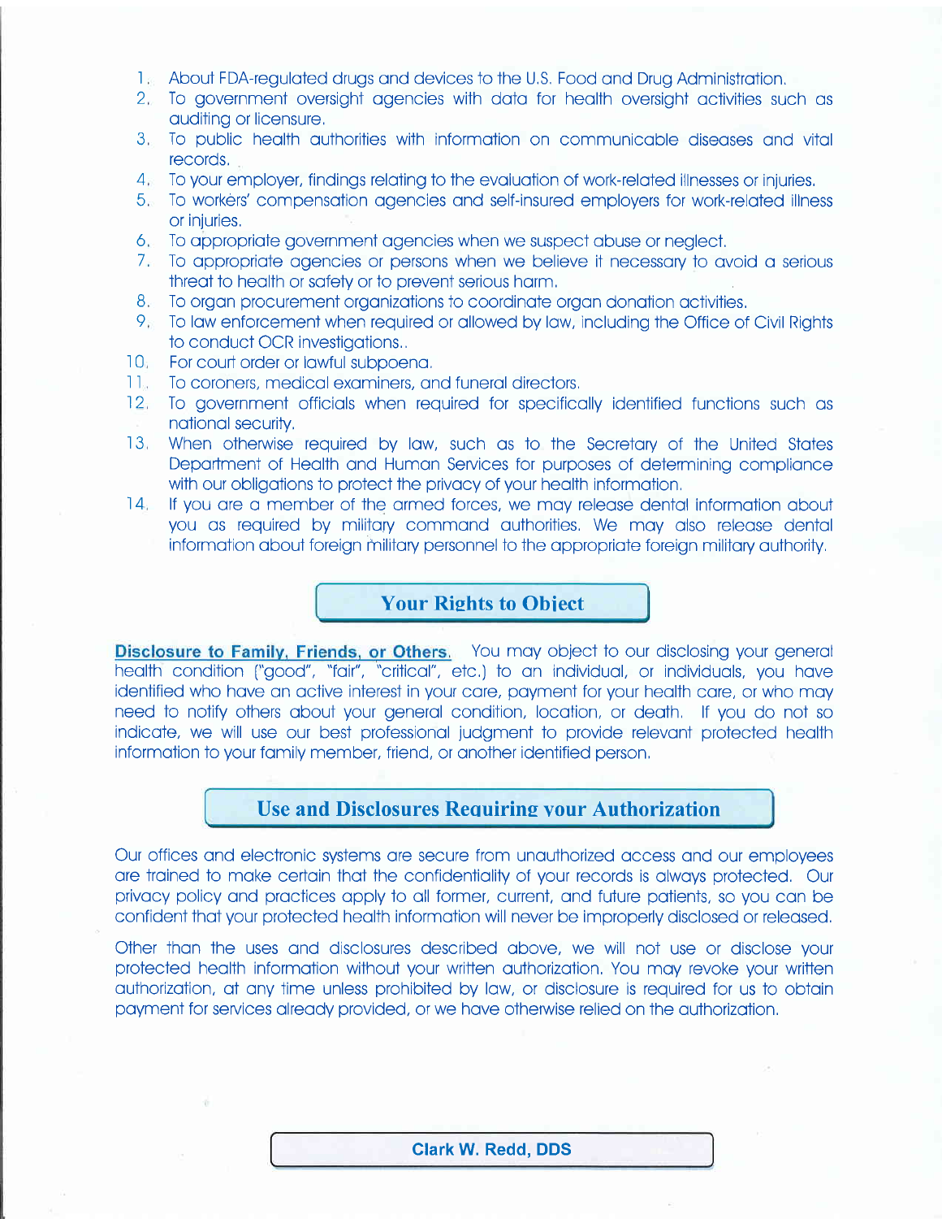1. About FDA-regulated drugs and devices to the U.S. Food and Drug Administration.
2. To government oversight agencies with data for health oversight activities such as auditing or licensure.
3. To public health authorities with information on communicable diseases and vital records.
4. To your employer, findings relating to the evaluation of work-related illnesses or injuries.
5. To workers' compensation agencies and self-insured employers for work-related illness or injuries.
6. To appropriate government agencies when we suspect abuse or neglect.
7. To appropriate agencies or persons when we believe it necessary to avoid a serious threat to health or safety or to prevent serious harm.
8. To organ procurement organizations to coordinate organ donation activities.
9. To law enforcement when required or allowed by law, including the Office of Civil Rights to conduct OCR investigations..
10. For court order or lawful subpoena.
11. To coroners, medical examiners, and funeral directors.
12. To government officials when required for specifically identified functions such as national security.
13. When otherwise required by law, such as to the Secretary of the United States Department of Health and Human Services for purposes of determining compliance with our obligations to protect the privacy of your health information.
14. If you are a member of the armed forces, we may release dental information about you as required by military command authorities. We may also release dental information about foreign military personnel to the appropriate foreign military authority.

## Your Rights to Object

**Disclosure to Family, Friends, or Others.** You may object to our disclosing your general health condition ("good", "fair", "critical", etc.) to an individual, or individuals, you have identified who have an active interest in your care, payment for your health care, or who may need to notify others about your general condition, location, or death. If you do not so indicate, we will use our best professional judgment to provide relevant protected health information to your family member, friend, or another identified person.

## Use and Disclosures Requiring your Authorization

Our offices and electronic systems are secure from unauthorized access and our employees are trained to make certain that the confidentiality of your records is always protected. Our privacy policy and practices apply to all former, current, and future patients, so you can be confident that your protected health information will never be improperly disclosed or released.

Other than the uses and disclosures described above, we will not use or disclose your protected health information without your written authorization. You may revoke your written authorization, at any time unless prohibited by law, or disclosure is required for us to obtain payment for services already provided, or we have otherwise relied on the authorization.

**Clark W. Redd, DDS**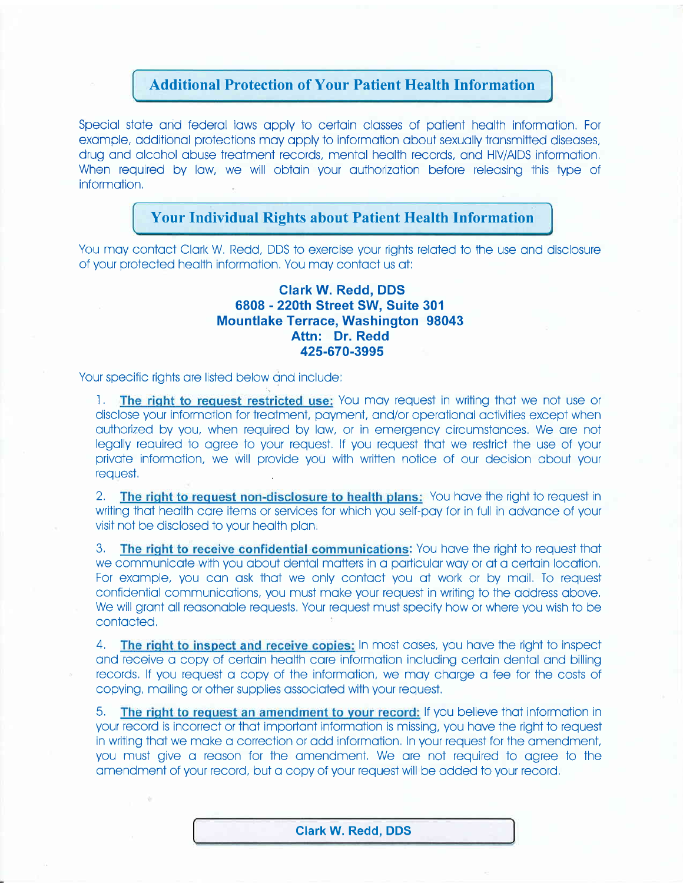## Additional Protection of Your Patient Health Information

Special state and federal laws apply to certain classes of patient health information. For example, additional protections may apply to information about sexually transmitted diseases, drug and alcohol abuse treatment records, mental health records, and HIV/AIDS information. When required by law, we will obtain your authorization before releasing this type of information.

## Your Individual Rights about Patient Health Information

You may contact Clark W. Redd, DDS to exercise your rights related to the use and disclosure of your protected health information. You may contact us at:

**Clark W. Redd, DDS**
**6808 - 220th Street SW, Suite 301**
**Mountlake Terrace, Washington 98043**
**Attn: Dr. Redd**
**425-670-3995**

Your specific rights are listed below and include:

1. **The right to request restricted use:** You may request in writing that we not use or disclose your information for treatment, payment, and/or operational activities except when authorized by you, when required by law, or in emergency circumstances. We are not legally required to agree to your request. If you request that we restrict the use of your private information, we will provide you with written notice of our decision about your request.

2. **The right to request non-disclosure to health plans:** You have the right to request in writing that health care items or services for which you self-pay for in full in advance of your visit not be disclosed to your health plan.

3. **The right to receive confidential communications:** You have the right to request that we communicate with you about dental matters in a particular way or at a certain location. For example, you can ask that we only contact you at work or by mail. To request confidential communications, you must make your request in writing to the address above. We will grant all reasonable requests. Your request must specify how or where you wish to be contacted.

4. **The right to inspect and receive copies:** In most cases, you have the right to inspect and receive a copy of certain health care information including certain dental and billing records. If you request a copy of the information, we may charge a fee for the costs of copying, mailing or other supplies associated with your request.

5. **The right to request an amendment to your record:** If you believe that information in your record is incorrect or that important information is missing, you have the right to request in writing that we make a correction or add information. In your request for the amendment, you must give a reason for the amendment. We are not required to agree to the amendment of your record, but a copy of your request will be added to your record.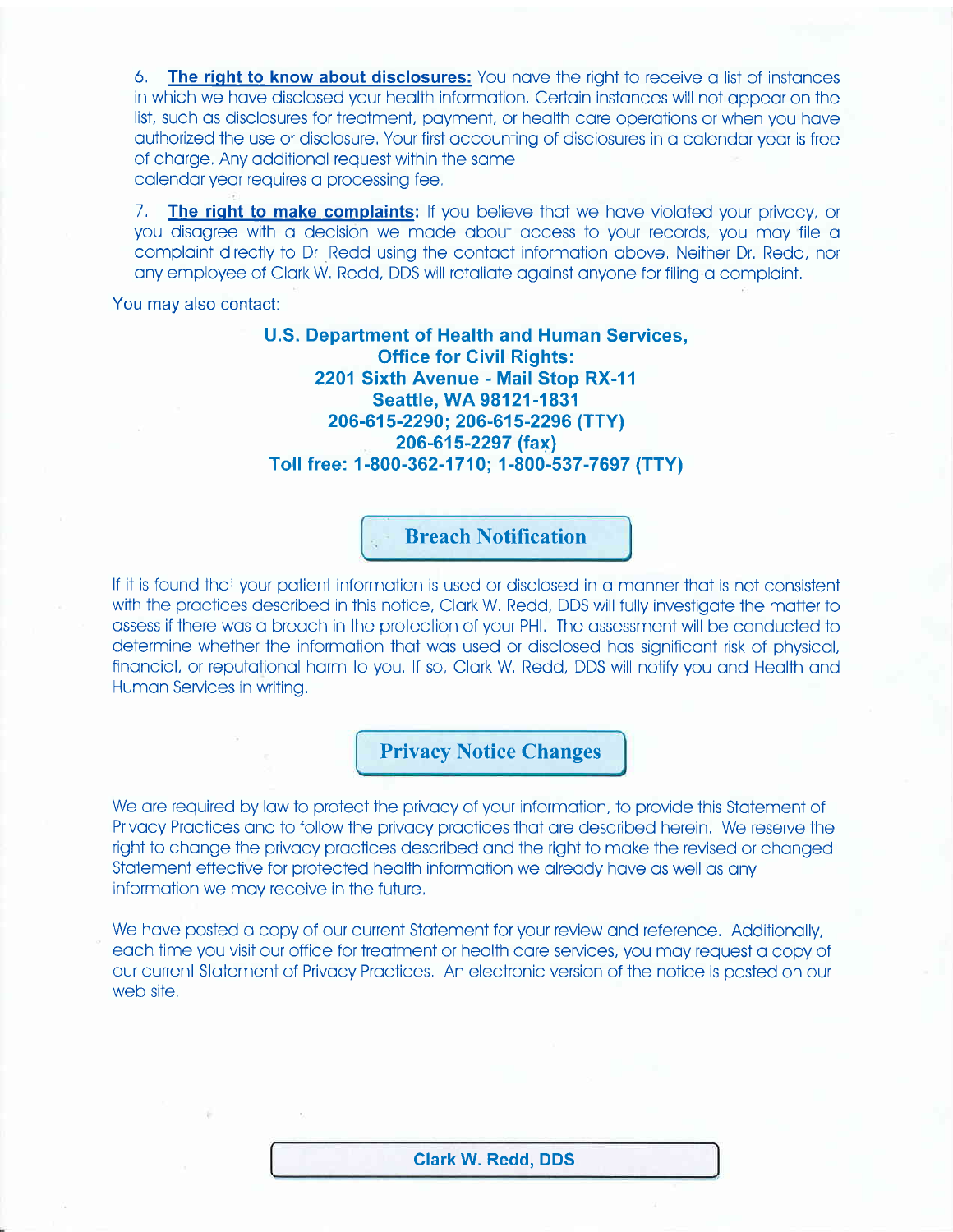6. **The right to know about disclosures:** You have the right to receive a list of instances in which we have disclosed your health information. Certain instances will not appear on the list, such as disclosures for treatment, payment, or health care operations or when you have authorized the use or disclosure. Your first accounting of disclosures in a calendar year is free of charge. Any additional request within the same calendar year requires a processing fee.

7. **The right to make complaints:** If you believe that we have violated your privacy, or you disagree with a decision we made about access to your records, you may file a complaint directly to Dr. Redd using the contact information above. Neither Dr. Redd, nor any employee of Clark W. Redd, DDS will retaliate against anyone for filing a complaint.

You may also contact:

**U.S. Department of Health and Human Services,**
**Office for Civil Rights:**
**2201 Sixth Avenue - Mail Stop RX-11**
**Seattle, WA 98121-1831**
**206-615-2290; 206-615-2296 (TTY)**
**206-615-2297 (fax)**
**Toll free: 1-800-362-1710; 1-800-537-7697 (TTY)**

## Breach Notification

If it is found that your patient information is used or disclosed in a manner that is not consistent with the practices described in this notice, Clark W. Redd, DDS will fully investigate the matter to assess if there was a breach in the protection of your PHI. The assessment will be conducted to determine whether the information that was used or disclosed has significant risk of physical, financial, or reputational harm to you. If so, Clark W. Redd, DDS will notify you and Health and Human Services in writing.

## Privacy Notice Changes

We are required by law to protect the privacy of your information, to provide this Statement of Privacy Practices and to follow the privacy practices that are described herein. We reserve the right to change the privacy practices described and the right to make the revised or changed Statement effective for protected health information we already have as well as any information we may receive in the future.

We have posted a copy of our current Statement for your review and reference. Additionally, each time you visit our office for treatment or health care services, you may request a copy of our current Statement of Privacy Practices. An electronic version of the notice is posted on our web site.

**Clark W. Redd, DDS**